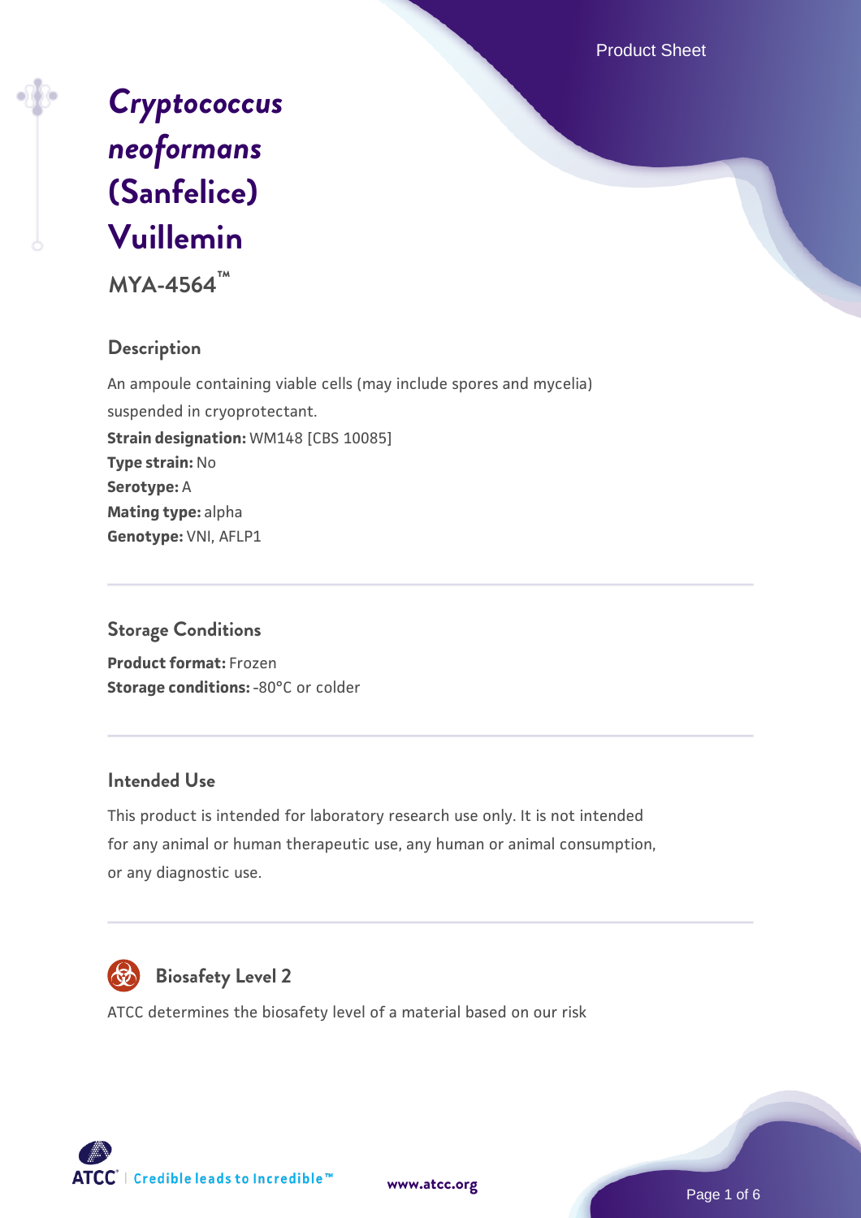# *Cryptococcus neoformans* (Sanfelice) Vuillemin

**MYA-4564™**

## Description

An ampoule containing viable cells (may include spores and mycelia) suspended in cryoprotectant.

**Strain designation:** WM148 [CBS 10085]

**Type strain:** No

**Serotype:** A

**Mating type:** alpha

**Genotype:** VNI, AFLP1

## Storage Conditions

**Product format:** Frozen

**Storage conditions:** -80°C or colder

## Intended Use

This product is intended for laboratory research use only. It is not intended for any animal or human therapeutic use, any human or animal consumption, or any diagnostic use.

## Biosafety Level 2

ATCC determines the biosafety level of a material based on our risk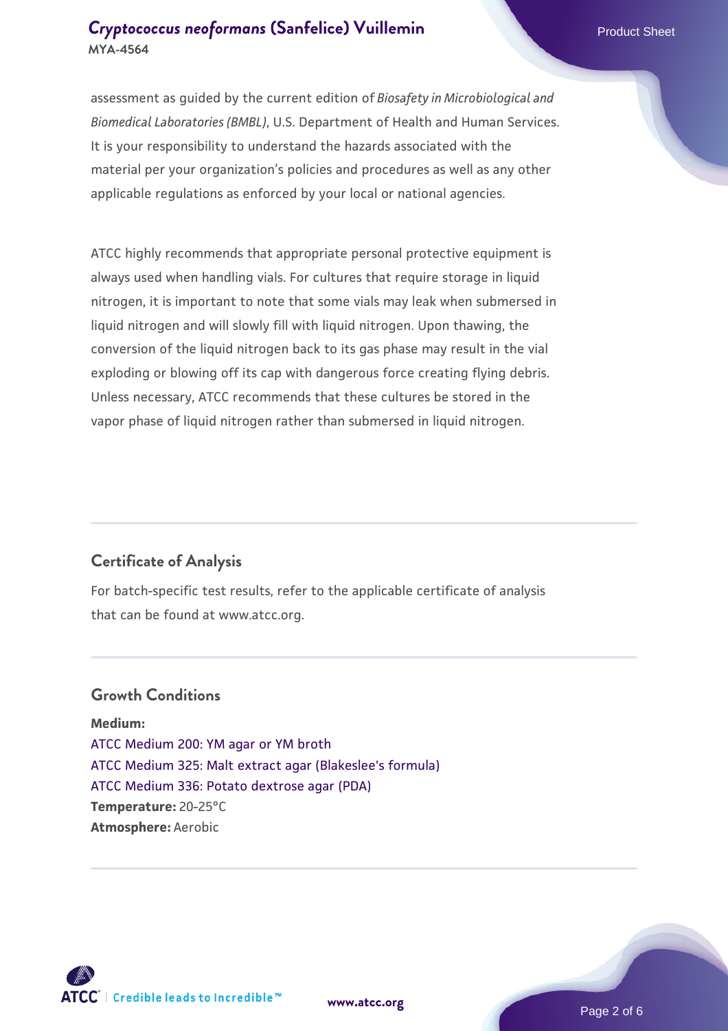assessment as guided by the current edition of *Biosafety in Microbiological and Biomedical Laboratories (BMBL)*, U.S. Department of Health and Human Services. It is your responsibility to understand the hazards associated with the material per your organization's policies and procedures as well as any other applicable regulations as enforced by your local or national agencies.

ATCC highly recommends that appropriate personal protective equipment is always used when handling vials. For cultures that require storage in liquid nitrogen, it is important to note that some vials may leak when submersed in liquid nitrogen and will slowly fill with liquid nitrogen. Upon thawing, the conversion of the liquid nitrogen back to its gas phase may result in the vial exploding or blowing off its cap with dangerous force creating flying debris. Unless necessary, ATCC recommends that these cultures be stored in the vapor phase of liquid nitrogen rather than submersed in liquid nitrogen.

## Certificate of Analysis

For batch-specific test results, refer to the applicable certificate of analysis that can be found at www.atcc.org.

## Growth Conditions

**Medium:**
ATCC Medium 200: YM agar or YM broth
ATCC Medium 325: Malt extract agar (Blakeslee's formula)
ATCC Medium 336: Potato dextrose agar (PDA)
**Temperature:** 20-25°C
**Atmosphere:** Aerobic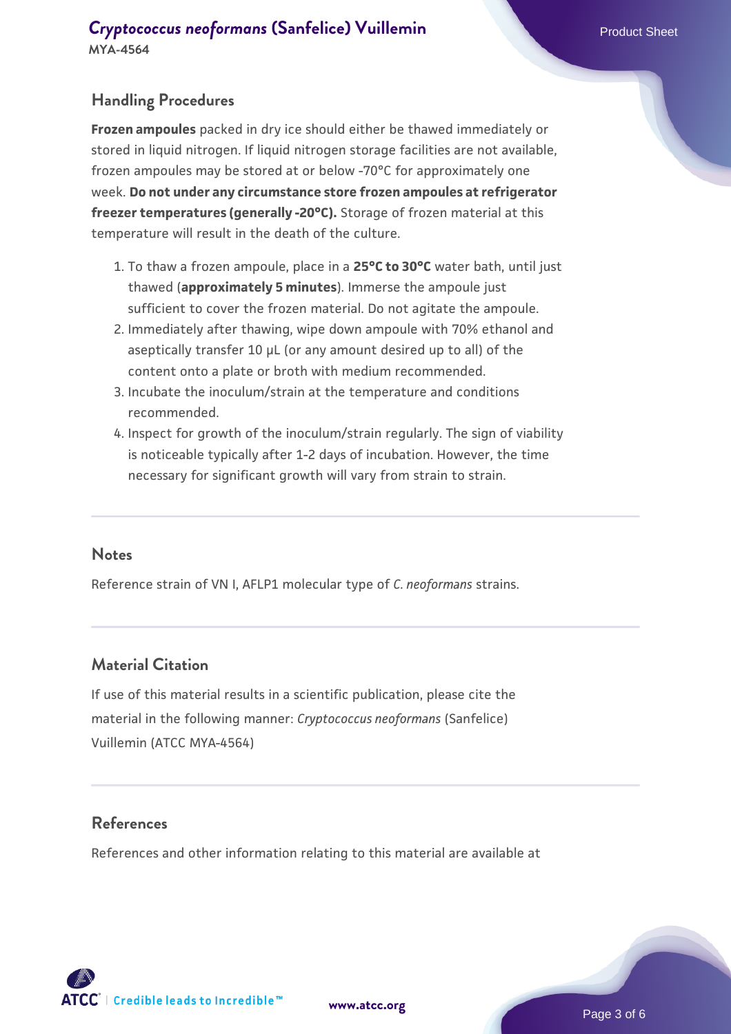## Handling Procedures

**Frozen ampoules** packed in dry ice should either be thawed immediately or stored in liquid nitrogen. If liquid nitrogen storage facilities are not available, frozen ampoules may be stored at or below -70°C for approximately one week. **Do not under any circumstance store frozen ampoules at refrigerator freezer temperatures (generally -20°C).** Storage of frozen material at this temperature will result in the death of the culture.

1. To thaw a frozen ampoule, place in a **25°C to 30°C** water bath, until just thawed (**approximately 5 minutes**). Immerse the ampoule just sufficient to cover the frozen material. Do not agitate the ampoule.
2. Immediately after thawing, wipe down ampoule with 70% ethanol and aseptically transfer 10 µL (or any amount desired up to all) of the content onto a plate or broth with medium recommended.
3. Incubate the inoculum/strain at the temperature and conditions recommended.
4. Inspect for growth of the inoculum/strain regularly. The sign of viability is noticeable typically after 1-2 days of incubation. However, the time necessary for significant growth will vary from strain to strain.

## Notes

Reference strain of VN I, AFLP1 molecular type of *C. neoformans* strains.

## Material Citation

If use of this material results in a scientific publication, please cite the material in the following manner: *Cryptococcus neoformans* (Sanfelice) Vuillemin (ATCC MYA-4564)

## References

References and other information relating to this material are available at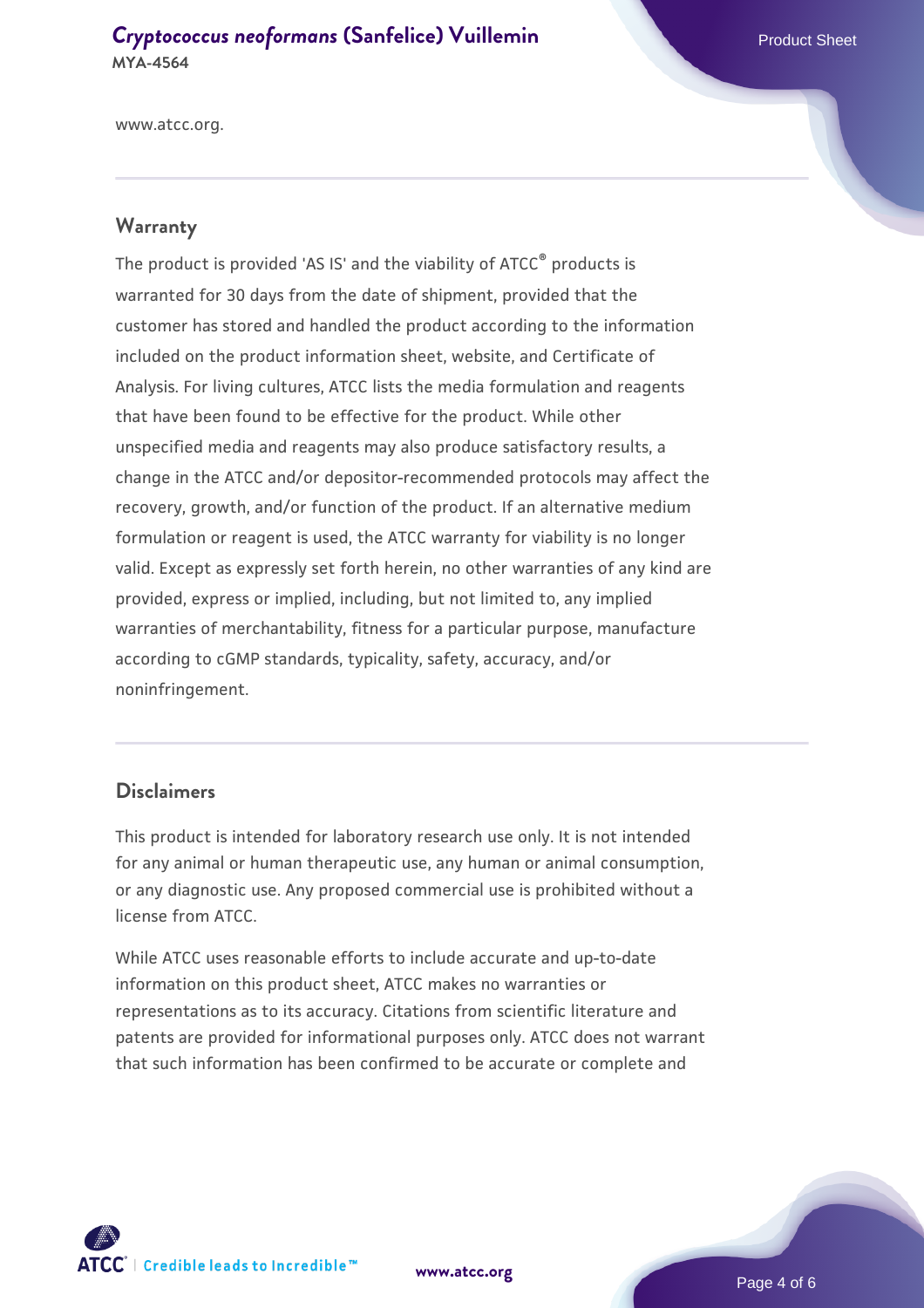www.atcc.org.

## Warranty

The product is provided 'AS IS' and the viability of ATCC® products is warranted for 30 days from the date of shipment, provided that the customer has stored and handled the product according to the information included on the product information sheet, website, and Certificate of Analysis. For living cultures, ATCC lists the media formulation and reagents that have been found to be effective for the product. While other unspecified media and reagents may also produce satisfactory results, a change in the ATCC and/or depositor-recommended protocols may affect the recovery, growth, and/or function of the product. If an alternative medium formulation or reagent is used, the ATCC warranty for viability is no longer valid. Except as expressly set forth herein, no other warranties of any kind are provided, express or implied, including, but not limited to, any implied warranties of merchantability, fitness for a particular purpose, manufacture according to cGMP standards, typicality, safety, accuracy, and/or noninfringement.

## Disclaimers

This product is intended for laboratory research use only. It is not intended for any animal or human therapeutic use, any human or animal consumption, or any diagnostic use. Any proposed commercial use is prohibited without a license from ATCC.

While ATCC uses reasonable efforts to include accurate and up-to-date information on this product sheet, ATCC makes no warranties or representations as to its accuracy. Citations from scientific literature and patents are provided for informational purposes only. ATCC does not warrant that such information has been confirmed to be accurate or complete and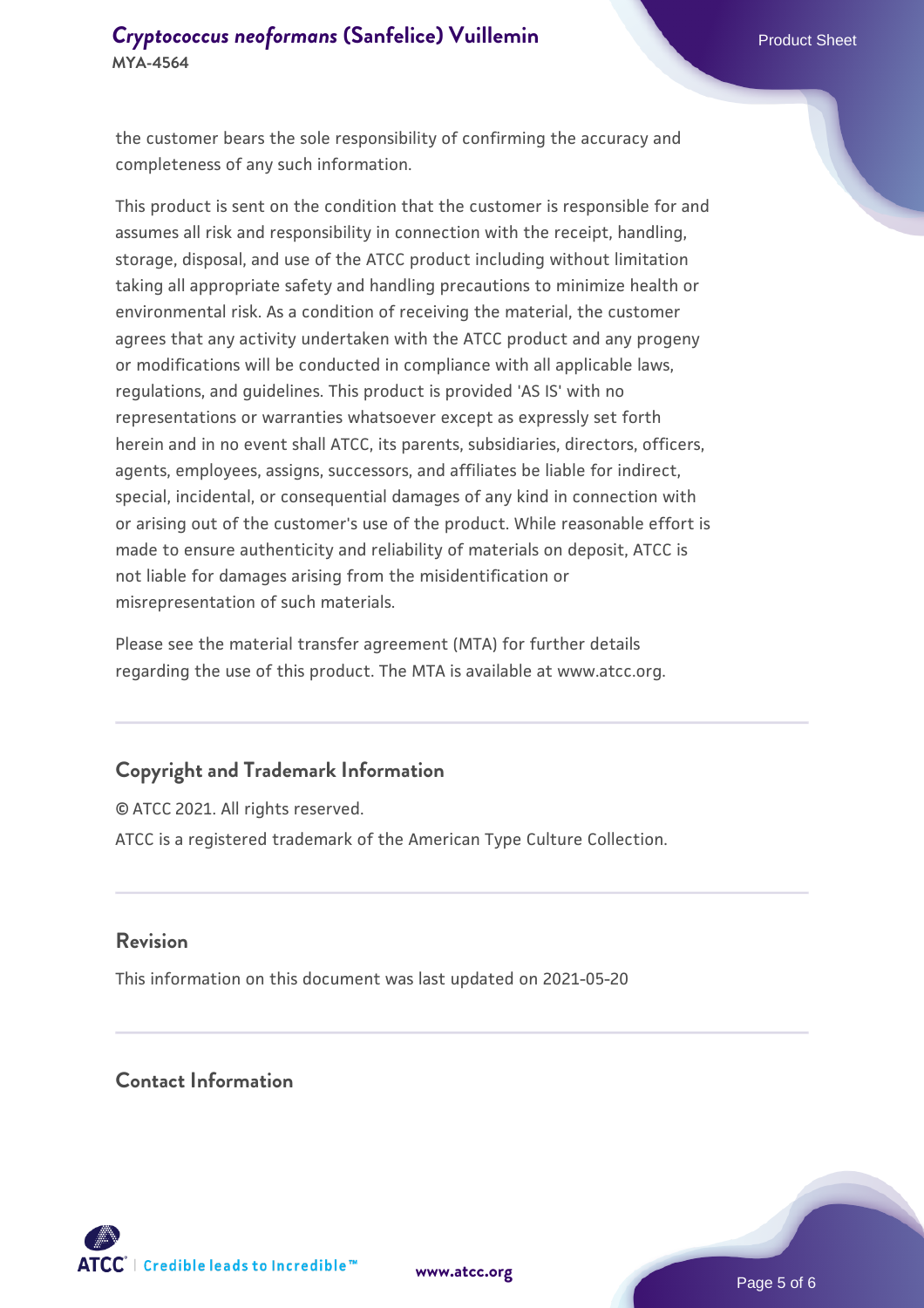the customer bears the sole responsibility of confirming the accuracy and completeness of any such information.

This product is sent on the condition that the customer is responsible for and assumes all risk and responsibility in connection with the receipt, handling, storage, disposal, and use of the ATCC product including without limitation taking all appropriate safety and handling precautions to minimize health or environmental risk. As a condition of receiving the material, the customer agrees that any activity undertaken with the ATCC product and any progeny or modifications will be conducted in compliance with all applicable laws, regulations, and guidelines. This product is provided 'AS IS' with no representations or warranties whatsoever except as expressly set forth herein and in no event shall ATCC, its parents, subsidiaries, directors, officers, agents, employees, assigns, successors, and affiliates be liable for indirect, special, incidental, or consequential damages of any kind in connection with or arising out of the customer's use of the product. While reasonable effort is made to ensure authenticity and reliability of materials on deposit, ATCC is not liable for damages arising from the misidentification or misrepresentation of such materials.

Please see the material transfer agreement (MTA) for further details regarding the use of this product. The MTA is available at www.atcc.org.

## Copyright and Trademark Information

© ATCC 2021. All rights reserved.

ATCC is a registered trademark of the American Type Culture Collection.

## Revision

This information on this document was last updated on 2021-05-20

## Contact Information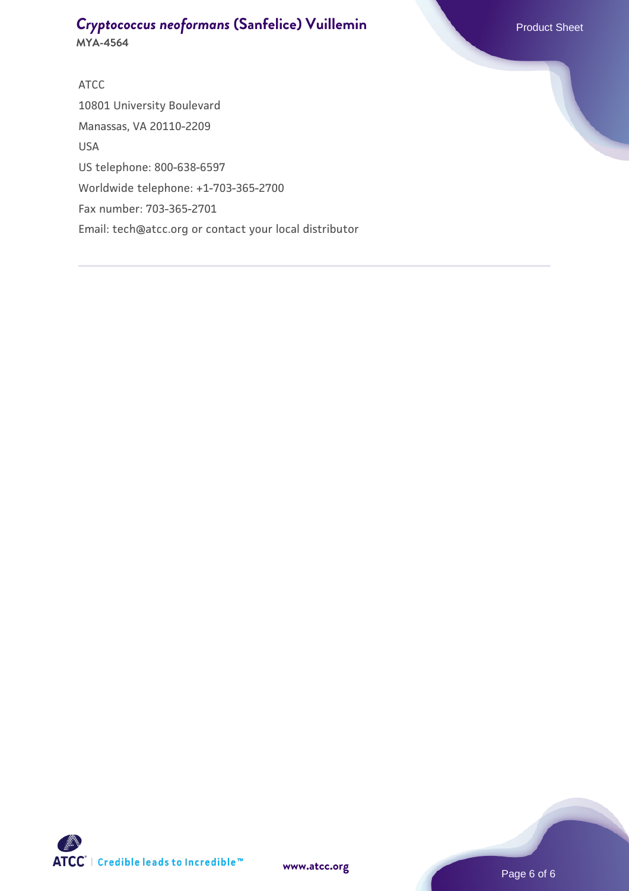ATCC

10801 University Boulevard

Manassas, VA 20110-2209

USA

US telephone: 800-638-6597

Worldwide telephone: +1-703-365-2700

Fax number: 703-365-2701

Email: tech@atcc.org or contact your local distributor